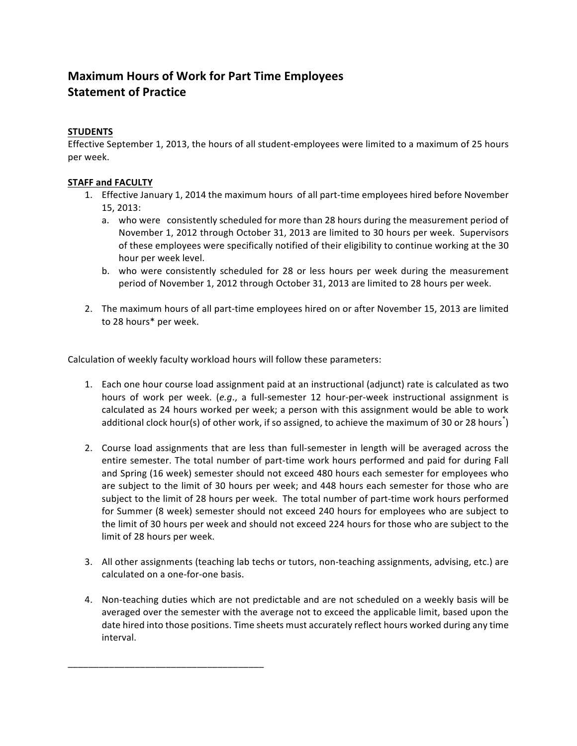# Maximum Hours of Work for Part Time Employees
# Statement of Practice

**STUDENTS**

Effective September 1, 2013, the hours of all student-employees were limited to a maximum of 25 hours per week.

**STAFF and FACULTY**

1. Effective January 1, 2014 the maximum hours of all part-time employees hired before November 15, 2013:
   a. who were consistently scheduled for more than 28 hours during the measurement period of November 1, 2012 through October 31, 2013 are limited to 30 hours per week. Supervisors of these employees were specifically notified of their eligibility to continue working at the 30 hour per week level.
   b. who were consistently scheduled for 28 or less hours per week during the measurement period of November 1, 2012 through October 31, 2013 are limited to 28 hours per week.

2. The maximum hours of all part-time employees hired on or after November 15, 2013 are limited to 28 hours* per week.

Calculation of weekly faculty workload hours will follow these parameters:

1. Each one hour course load assignment paid at an instructional (adjunct) rate is calculated as two hours of work per week. (*e.g*., a full-semester 12 hour-per-week instructional assignment is calculated as 24 hours worked per week; a person with this assignment would be able to work additional clock hour(s) of other work, if so assigned, to achieve the maximum of 30 or 28 hours*)

2. Course load assignments that are less than full-semester in length will be averaged across the entire semester. The total number of part-time work hours performed and paid for during Fall and Spring (16 week) semester should not exceed 480 hours each semester for employees who are subject to the limit of 30 hours per week; and 448 hours each semester for those who are subject to the limit of 28 hours per week. The total number of part-time work hours performed for Summer (8 week) semester should not exceed 240 hours for employees who are subject to the limit of 30 hours per week and should not exceed 224 hours for those who are subject to the limit of 28 hours per week.

3. All other assignments (teaching lab techs or tutors, non-teaching assignments, advising, etc.) are calculated on a one-for-one basis.

4. Non-teaching duties which are not predictable and are not scheduled on a weekly basis will be averaged over the semester with the average not to exceed the applicable limit, based upon the date hired into those positions. Time sheets must accurately reflect hours worked during any time interval.

______________________________________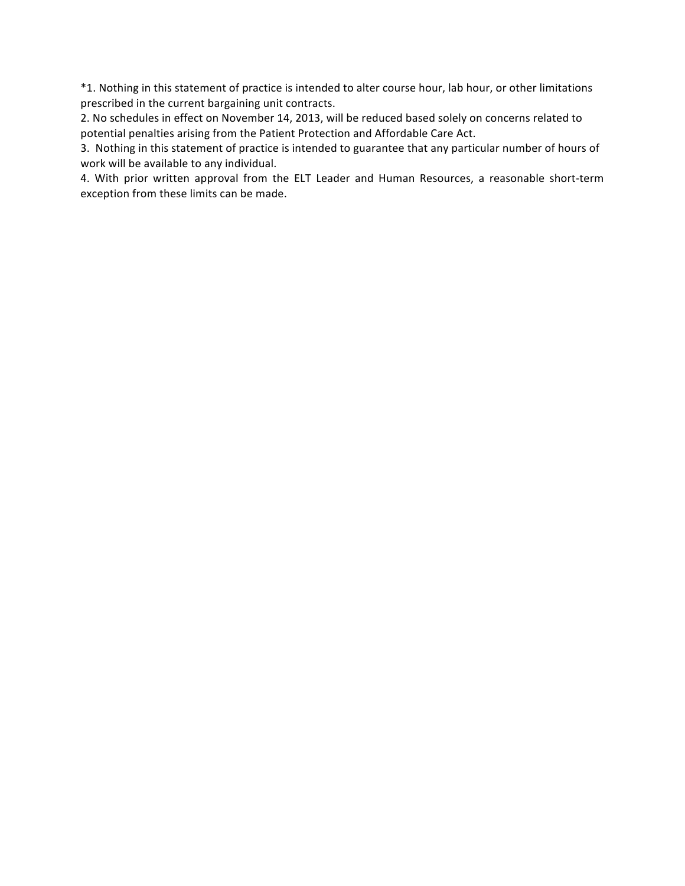*1. Nothing in this statement of practice is intended to alter course hour, lab hour, or other limitations prescribed in the current bargaining unit contracts.
2. No schedules in effect on November 14, 2013, will be reduced based solely on concerns related to potential penalties arising from the Patient Protection and Affordable Care Act.
3. Nothing in this statement of practice is intended to guarantee that any particular number of hours of work will be available to any individual.
4. With prior written approval from the ELT Leader and Human Resources, a reasonable short-term exception from these limits can be made.